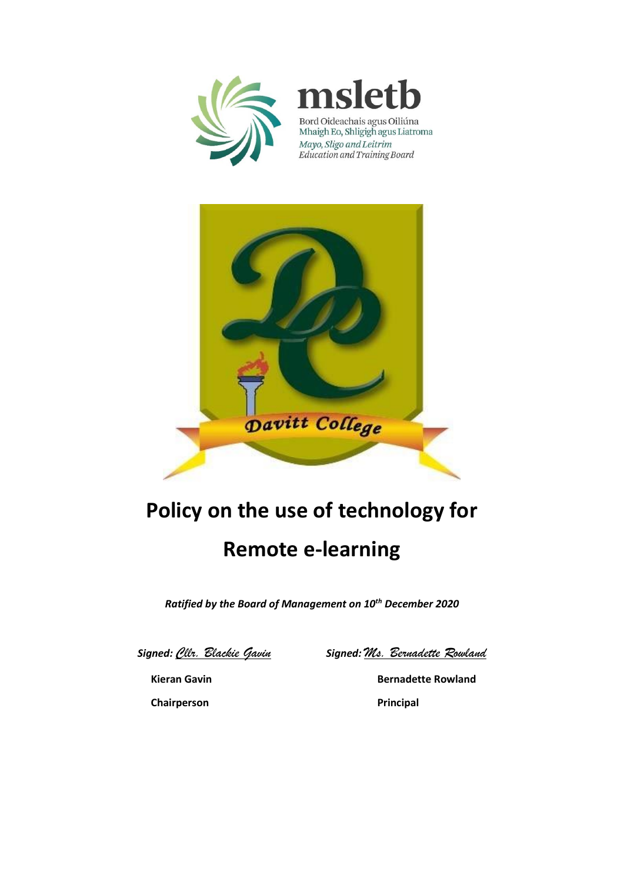msletb

Bord Oideachais agus Oiliúna
Mhaigh Eo, Shligigh agus Liatroma
*Mayo, Sligo and Leitrim*
*Education and Training Board*

Davitt College

# Policy on the use of technology for Remote e-learning

***Ratified by the Board of Management on 10th December 2020***

| | |
|---|---|
| ***Signed:*** *Cllr. Blackie Gavin* | ***Signed:*** *Ms. Bernadette Rowland* |
| **Kieran Gavin** | **Bernadette Rowland** |
| **Chairperson** | **Principal** |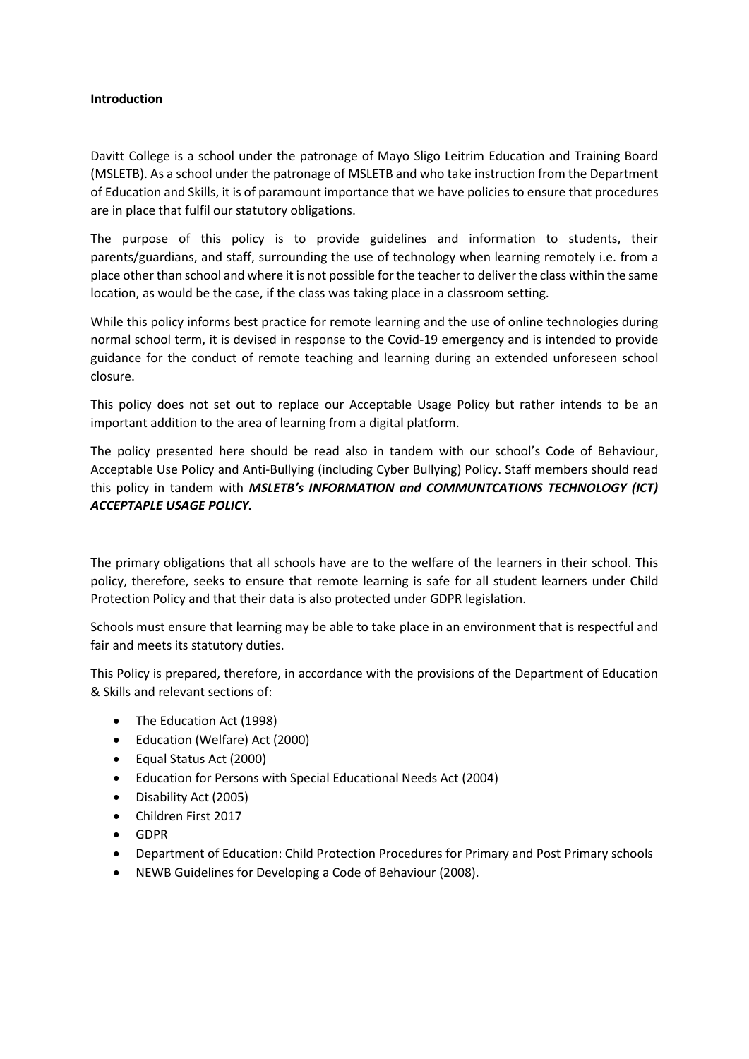**Introduction**

Davitt College is a school under the patronage of Mayo Sligo Leitrim Education and Training Board (MSLETB). As a school under the patronage of MSLETB and who take instruction from the Department of Education and Skills, it is of paramount importance that we have policies to ensure that procedures are in place that fulfil our statutory obligations.

The purpose of this policy is to provide guidelines and information to students, their parents/guardians, and staff, surrounding the use of technology when learning remotely i.e. from a place other than school and where it is not possible for the teacher to deliver the class within the same location, as would be the case, if the class was taking place in a classroom setting.

While this policy informs best practice for remote learning and the use of online technologies during normal school term, it is devised in response to the Covid-19 emergency and is intended to provide guidance for the conduct of remote teaching and learning during an extended unforeseen school closure.

This policy does not set out to replace our Acceptable Usage Policy but rather intends to be an important addition to the area of learning from a digital platform.

The policy presented here should be read also in tandem with our school's Code of Behaviour, Acceptable Use Policy and Anti-Bullying (including Cyber Bullying) Policy. Staff members should read this policy in tandem with ***MSLETB's INFORMATION and COMMUNTCATIONS TECHNOLOGY (ICT) ACCEPTAPLE USAGE POLICY.***

The primary obligations that all schools have are to the welfare of the learners in their school. This policy, therefore, seeks to ensure that remote learning is safe for all student learners under Child Protection Policy and that their data is also protected under GDPR legislation.

Schools must ensure that learning may be able to take place in an environment that is respectful and fair and meets its statutory duties.

This Policy is prepared, therefore, in accordance with the provisions of the Department of Education & Skills and relevant sections of:

- The Education Act (1998)
- Education (Welfare) Act (2000)
- Equal Status Act (2000)
- Education for Persons with Special Educational Needs Act (2004)
- Disability Act (2005)
- Children First 2017
- GDPR
- Department of Education: Child Protection Procedures for Primary and Post Primary schools
- NEWB Guidelines for Developing a Code of Behaviour (2008).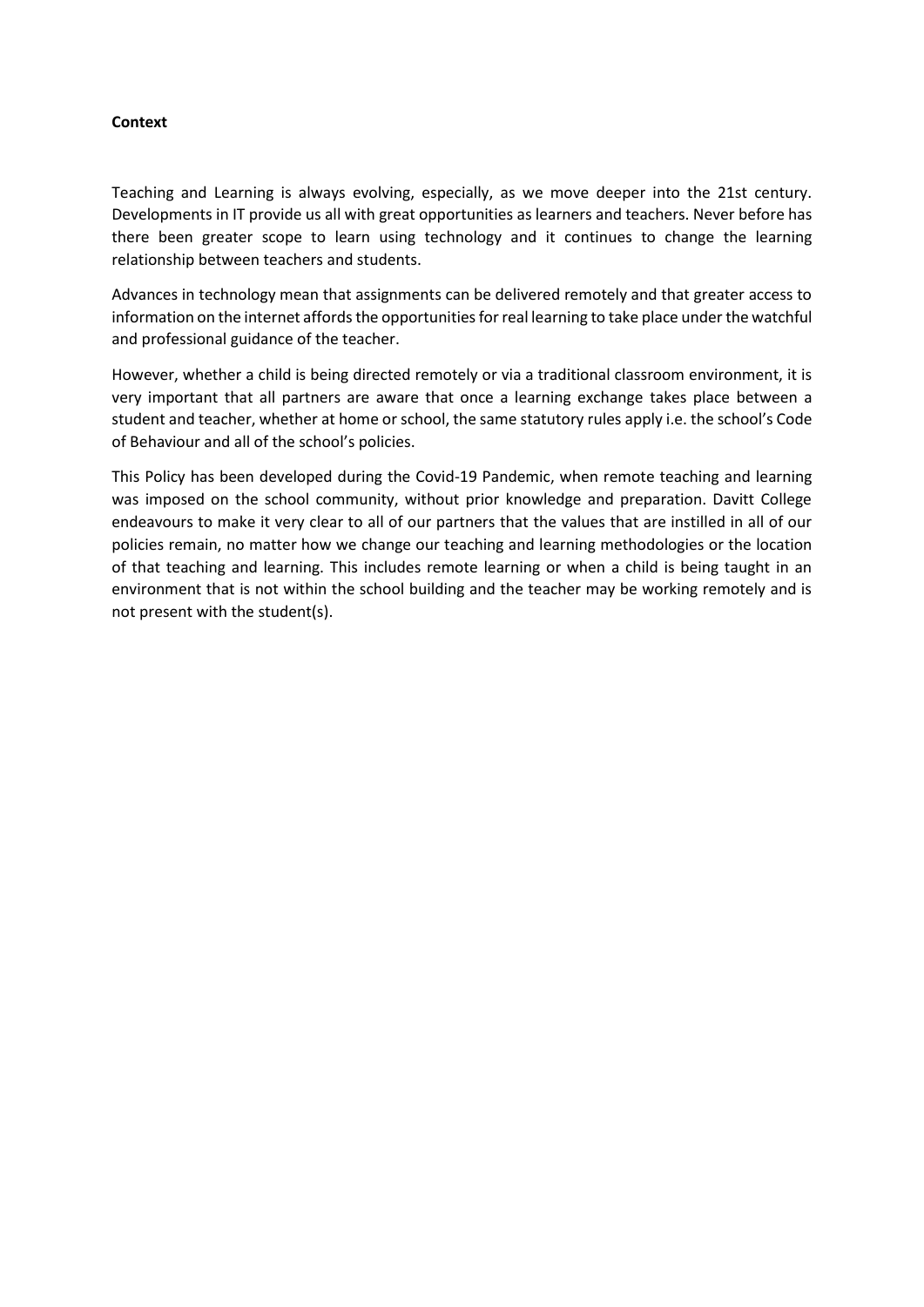**Context**

Teaching and Learning is always evolving, especially, as we move deeper into the 21st century. Developments in IT provide us all with great opportunities as learners and teachers. Never before has there been greater scope to learn using technology and it continues to change the learning relationship between teachers and students.

Advances in technology mean that assignments can be delivered remotely and that greater access to information on the internet affords the opportunities for real learning to take place under the watchful and professional guidance of the teacher.

However, whether a child is being directed remotely or via a traditional classroom environment, it is very important that all partners are aware that once a learning exchange takes place between a student and teacher, whether at home or school, the same statutory rules apply i.e. the school's Code of Behaviour and all of the school's policies.

This Policy has been developed during the Covid-19 Pandemic, when remote teaching and learning was imposed on the school community, without prior knowledge and preparation. Davitt College endeavours to make it very clear to all of our partners that the values that are instilled in all of our policies remain, no matter how we change our teaching and learning methodologies or the location of that teaching and learning. This includes remote learning or when a child is being taught in an environment that is not within the school building and the teacher may be working remotely and is not present with the student(s).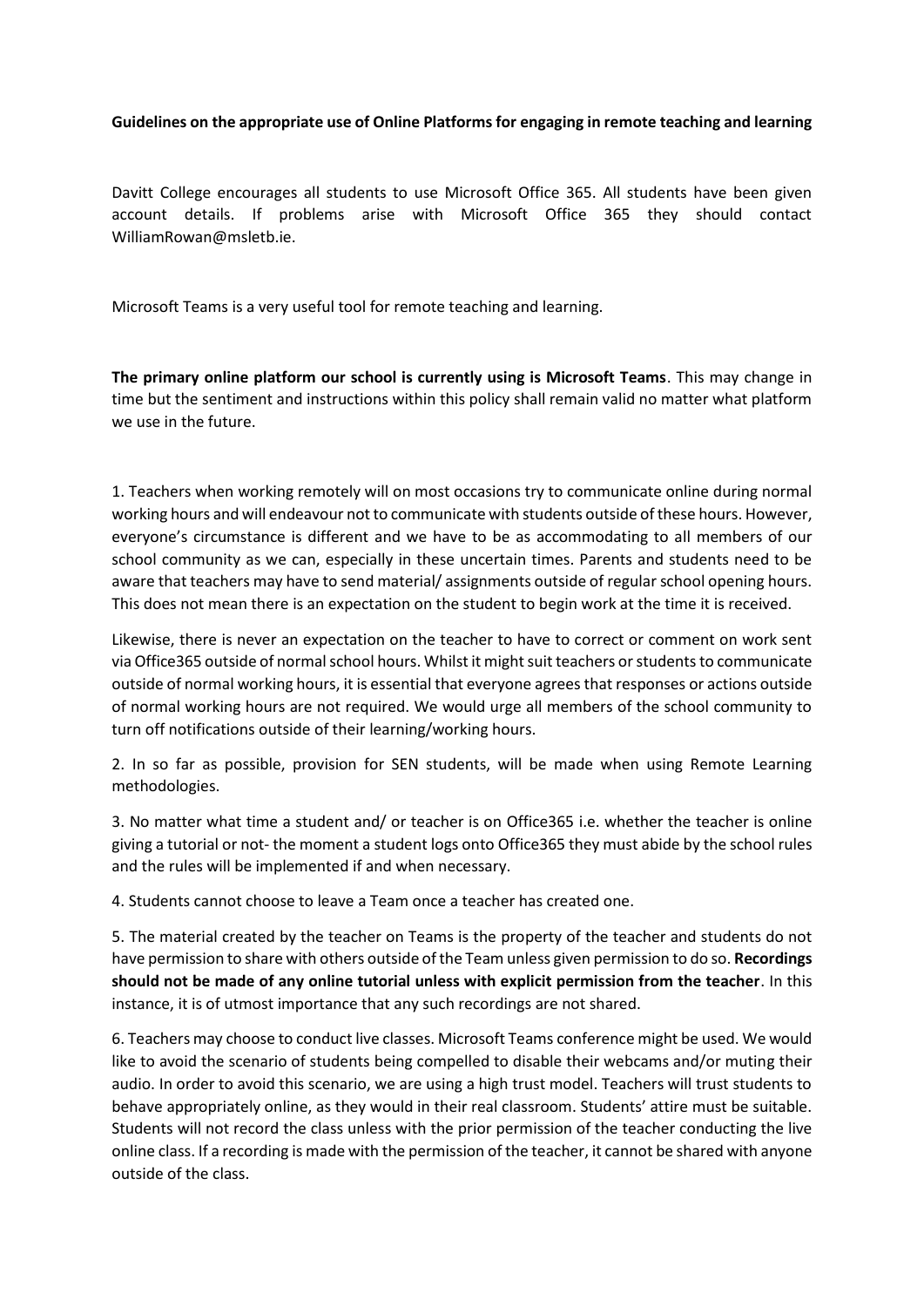**Guidelines on the appropriate use of Online Platforms for engaging in remote teaching and learning**

Davitt College encourages all students to use Microsoft Office 365. All students have been given account details. If problems arise with Microsoft Office 365 they should contact WilliamRowan@msletb.ie.

Microsoft Teams is a very useful tool for remote teaching and learning.

**The primary online platform our school is currently using is Microsoft Teams**. This may change in time but the sentiment and instructions within this policy shall remain valid no matter what platform we use in the future.

1. Teachers when working remotely will on most occasions try to communicate online during normal working hours and will endeavour not to communicate with students outside of these hours. However, everyone's circumstance is different and we have to be as accommodating to all members of our school community as we can, especially in these uncertain times. Parents and students need to be aware that teachers may have to send material/ assignments outside of regular school opening hours. This does not mean there is an expectation on the student to begin work at the time it is received.

Likewise, there is never an expectation on the teacher to have to correct or comment on work sent via Office365 outside of normal school hours. Whilst it might suit teachers or students to communicate outside of normal working hours, it is essential that everyone agrees that responses or actions outside of normal working hours are not required. We would urge all members of the school community to turn off notifications outside of their learning/working hours.

2. In so far as possible, provision for SEN students, will be made when using Remote Learning methodologies.

3. No matter what time a student and/ or teacher is on Office365 i.e. whether the teacher is online giving a tutorial or not- the moment a student logs onto Office365 they must abide by the school rules and the rules will be implemented if and when necessary.

4. Students cannot choose to leave a Team once a teacher has created one.

5. The material created by the teacher on Teams is the property of the teacher and students do not have permission to share with others outside of the Team unless given permission to do so. **Recordings should not be made of any online tutorial unless with explicit permission from the teacher**. In this instance, it is of utmost importance that any such recordings are not shared.

6. Teachers may choose to conduct live classes. Microsoft Teams conference might be used. We would like to avoid the scenario of students being compelled to disable their webcams and/or muting their audio. In order to avoid this scenario, we are using a high trust model. Teachers will trust students to behave appropriately online, as they would in their real classroom. Students' attire must be suitable. Students will not record the class unless with the prior permission of the teacher conducting the live online class. If a recording is made with the permission of the teacher, it cannot be shared with anyone outside of the class.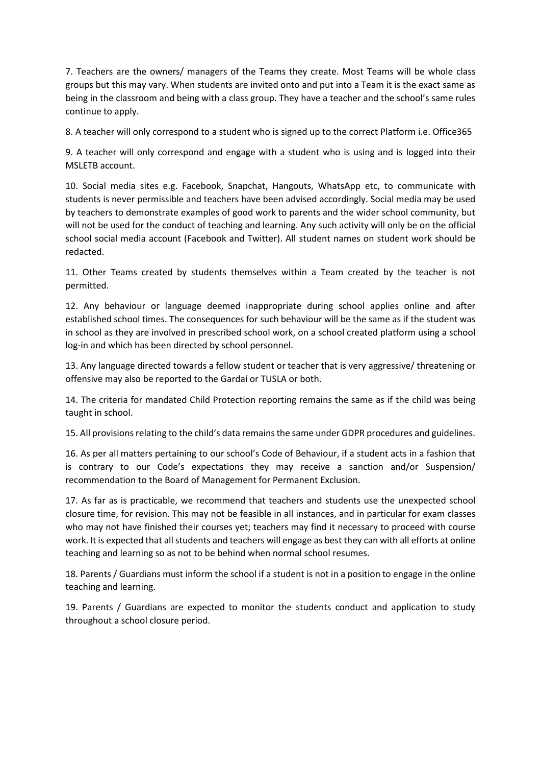7. Teachers are the owners/ managers of the Teams they create. Most Teams will be whole class groups but this may vary. When students are invited onto and put into a Team it is the exact same as being in the classroom and being with a class group. They have a teacher and the school's same rules continue to apply.

8. A teacher will only correspond to a student who is signed up to the correct Platform i.e. Office365

9. A teacher will only correspond and engage with a student who is using and is logged into their MSLETB account.

10. Social media sites e.g. Facebook, Snapchat, Hangouts, WhatsApp etc, to communicate with students is never permissible and teachers have been advised accordingly. Social media may be used by teachers to demonstrate examples of good work to parents and the wider school community, but will not be used for the conduct of teaching and learning. Any such activity will only be on the official school social media account (Facebook and Twitter). All student names on student work should be redacted.

11. Other Teams created by students themselves within a Team created by the teacher is not permitted.

12. Any behaviour or language deemed inappropriate during school applies online and after established school times. The consequences for such behaviour will be the same as if the student was in school as they are involved in prescribed school work, on a school created platform using a school log-in and which has been directed by school personnel.

13. Any language directed towards a fellow student or teacher that is very aggressive/ threatening or offensive may also be reported to the Gardaí or TUSLA or both.

14. The criteria for mandated Child Protection reporting remains the same as if the child was being taught in school.

15. All provisions relating to the child's data remains the same under GDPR procedures and guidelines.

16. As per all matters pertaining to our school's Code of Behaviour, if a student acts in a fashion that is contrary to our Code's expectations they may receive a sanction and/or Suspension/ recommendation to the Board of Management for Permanent Exclusion.

17. As far as is practicable, we recommend that teachers and students use the unexpected school closure time, for revision. This may not be feasible in all instances, and in particular for exam classes who may not have finished their courses yet; teachers may find it necessary to proceed with course work. It is expected that all students and teachers will engage as best they can with all efforts at online teaching and learning so as not to be behind when normal school resumes.

18. Parents / Guardians must inform the school if a student is not in a position to engage in the online teaching and learning.

19. Parents / Guardians are expected to monitor the students conduct and application to study throughout a school closure period.